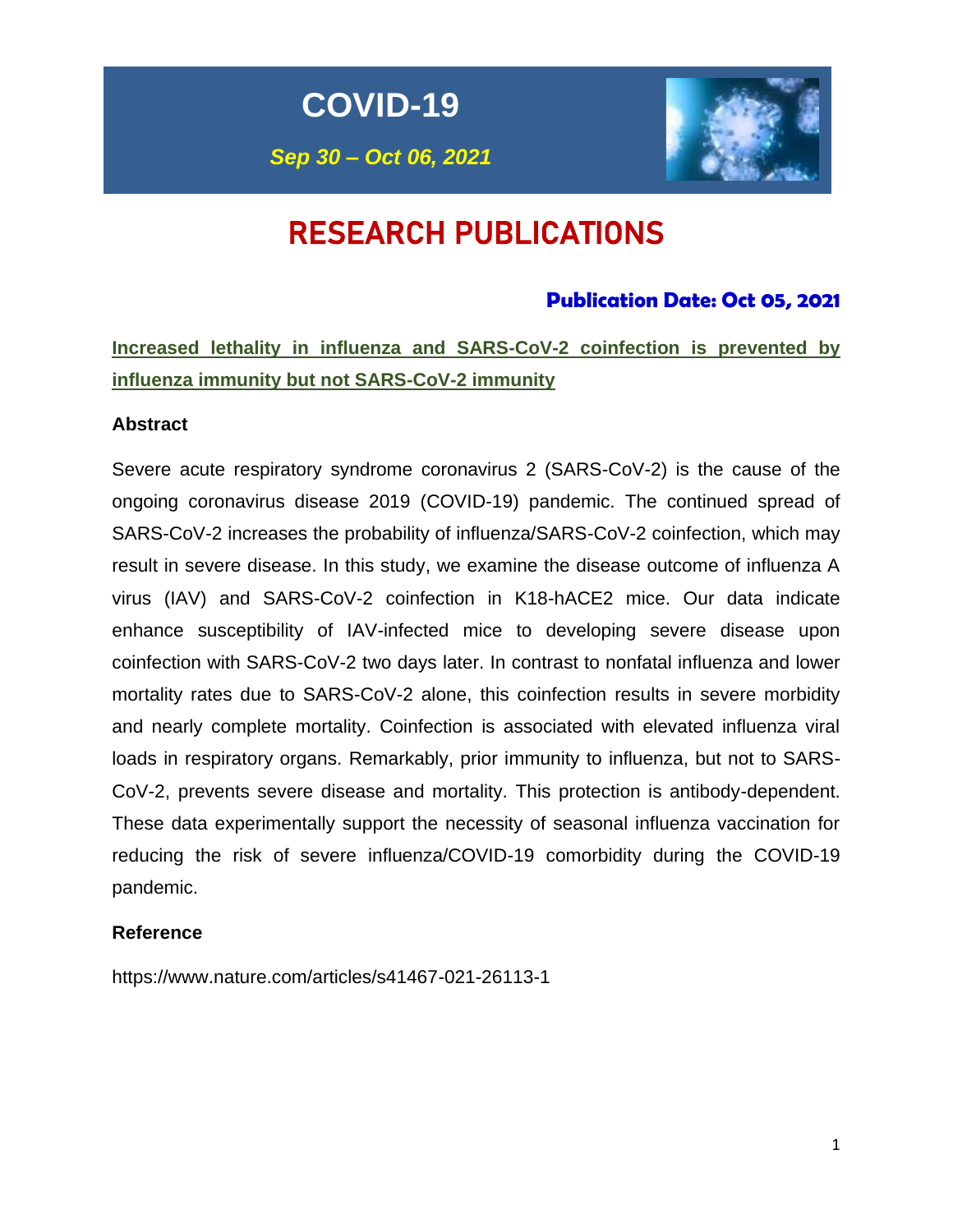# COVID-19

*Sep 30 – Oct 06, 2021*

# RESEARCH PUBLICATIONS

### Publication Date: Oct 05, 2021

## Increased lethality in influenza and SARS-CoV-2 coinfection is prevented by influenza immunity but not SARS-CoV-2 immunity

**Abstract**

Severe acute respiratory syndrome coronavirus 2 (SARS-CoV-2) is the cause of the ongoing coronavirus disease 2019 (COVID-19) pandemic. The continued spread of SARS-CoV-2 increases the probability of influenza/SARS-CoV-2 coinfection, which may result in severe disease. In this study, we examine the disease outcome of influenza A virus (IAV) and SARS-CoV-2 coinfection in K18-hACE2 mice. Our data indicate enhance susceptibility of IAV-infected mice to developing severe disease upon coinfection with SARS-CoV-2 two days later. In contrast to nonfatal influenza and lower mortality rates due to SARS-CoV-2 alone, this coinfection results in severe morbidity and nearly complete mortality. Coinfection is associated with elevated influenza viral loads in respiratory organs. Remarkably, prior immunity to influenza, but not to SARS-CoV-2, prevents severe disease and mortality. This protection is antibody-dependent. These data experimentally support the necessity of seasonal influenza vaccination for reducing the risk of severe influenza/COVID-19 comorbidity during the COVID-19 pandemic.

**Reference**

https://www.nature.com/articles/s41467-021-26113-1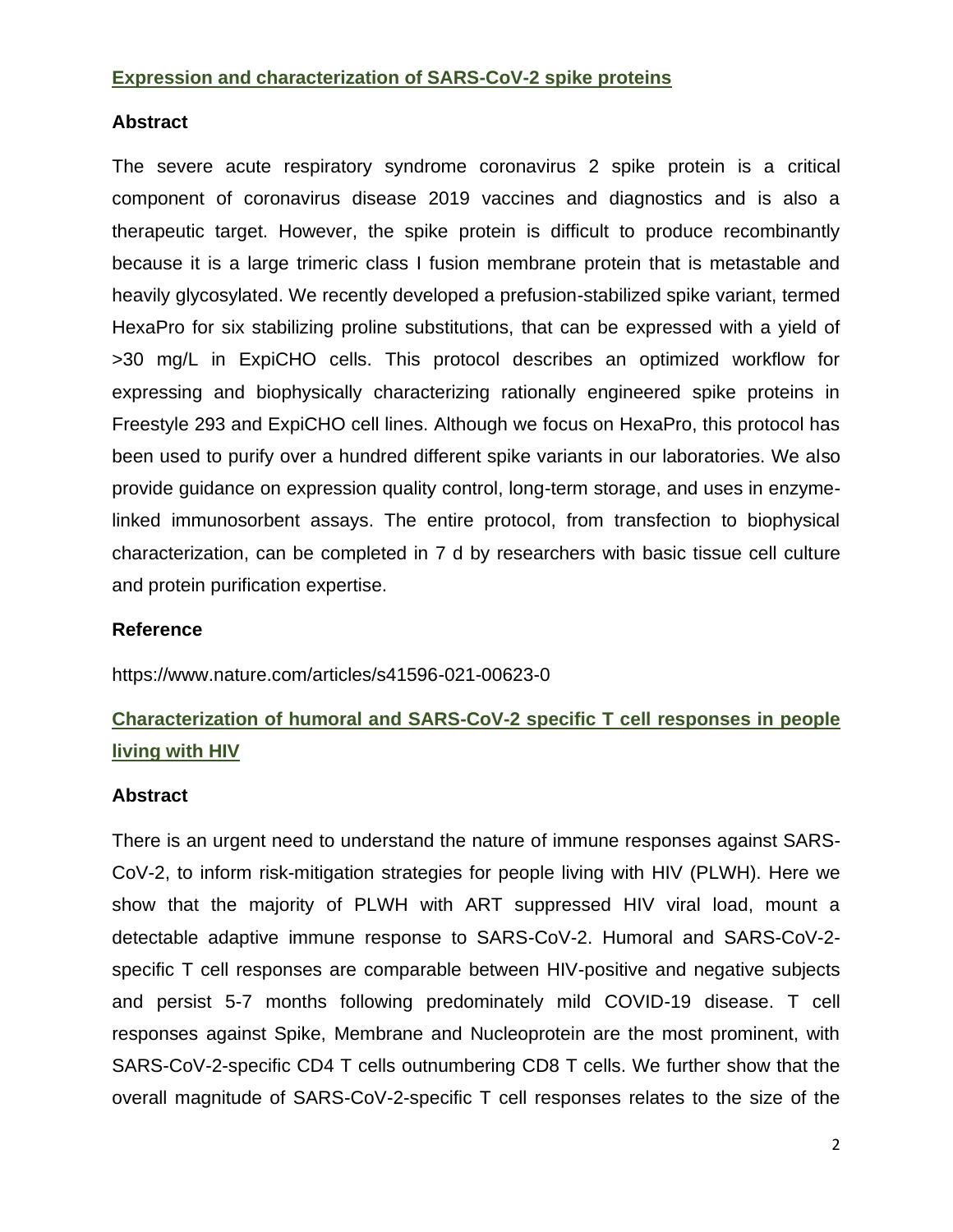## Expression and characterization of SARS-CoV-2 spike proteins

### Abstract

The severe acute respiratory syndrome coronavirus 2 spike protein is a critical component of coronavirus disease 2019 vaccines and diagnostics and is also a therapeutic target. However, the spike protein is difficult to produce recombinantly because it is a large trimeric class I fusion membrane protein that is metastable and heavily glycosylated. We recently developed a prefusion-stabilized spike variant, termed HexaPro for six stabilizing proline substitutions, that can be expressed with a yield of >30 mg/L in ExpiCHO cells. This protocol describes an optimized workflow for expressing and biophysically characterizing rationally engineered spike proteins in Freestyle 293 and ExpiCHO cell lines. Although we focus on HexaPro, this protocol has been used to purify over a hundred different spike variants in our laboratories. We also provide guidance on expression quality control, long-term storage, and uses in enzyme-linked immunosorbent assays. The entire protocol, from transfection to biophysical characterization, can be completed in 7 d by researchers with basic tissue cell culture and protein purification expertise.

### Reference

https://www.nature.com/articles/s41596-021-00623-0

## Characterization of humoral and SARS-CoV-2 specific T cell responses in people living with HIV

### Abstract

There is an urgent need to understand the nature of immune responses against SARS-CoV-2, to inform risk-mitigation strategies for people living with HIV (PLWH). Here we show that the majority of PLWH with ART suppressed HIV viral load, mount a detectable adaptive immune response to SARS-CoV-2. Humoral and SARS-CoV-2-specific T cell responses are comparable between HIV-positive and negative subjects and persist 5-7 months following predominately mild COVID-19 disease. T cell responses against Spike, Membrane and Nucleoprotein are the most prominent, with SARS-CoV-2-specific CD4 T cells outnumbering CD8 T cells. We further show that the overall magnitude of SARS-CoV-2-specific T cell responses relates to the size of the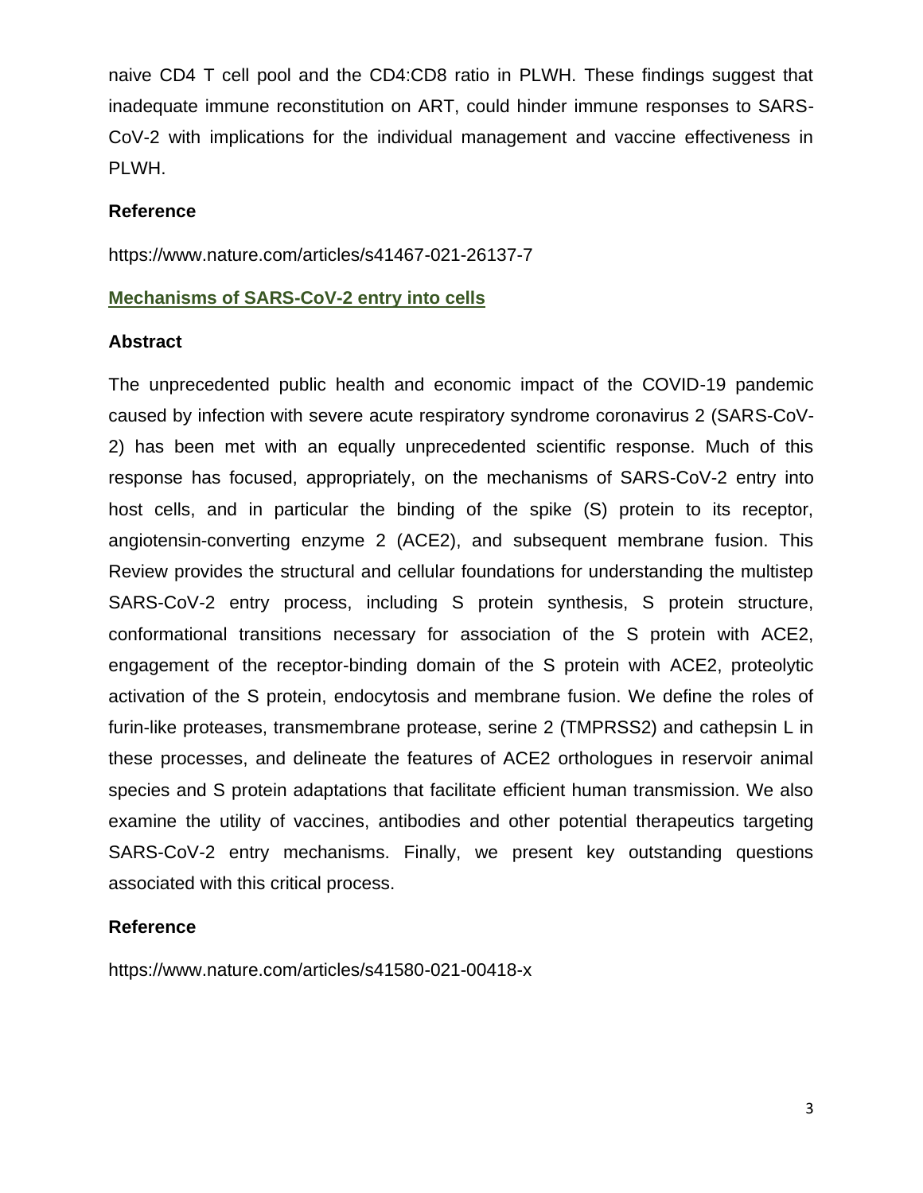naive CD4 T cell pool and the CD4:CD8 ratio in PLWH. These findings suggest that inadequate immune reconstitution on ART, could hinder immune responses to SARS-CoV-2 with implications for the individual management and vaccine effectiveness in PLWH.

**Reference**

https://www.nature.com/articles/s41467-021-26137-7

## Mechanisms of SARS-CoV-2 entry into cells

**Abstract**

The unprecedented public health and economic impact of the COVID-19 pandemic caused by infection with severe acute respiratory syndrome coronavirus 2 (SARS-CoV-2) has been met with an equally unprecedented scientific response. Much of this response has focused, appropriately, on the mechanisms of SARS-CoV-2 entry into host cells, and in particular the binding of the spike (S) protein to its receptor, angiotensin-converting enzyme 2 (ACE2), and subsequent membrane fusion. This Review provides the structural and cellular foundations for understanding the multistep SARS-CoV-2 entry process, including S protein synthesis, S protein structure, conformational transitions necessary for association of the S protein with ACE2, engagement of the receptor-binding domain of the S protein with ACE2, proteolytic activation of the S protein, endocytosis and membrane fusion. We define the roles of furin-like proteases, transmembrane protease, serine 2 (TMPRSS2) and cathepsin L in these processes, and delineate the features of ACE2 orthologues in reservoir animal species and S protein adaptations that facilitate efficient human transmission. We also examine the utility of vaccines, antibodies and other potential therapeutics targeting SARS-CoV-2 entry mechanisms. Finally, we present key outstanding questions associated with this critical process.

**Reference**

https://www.nature.com/articles/s41580-021-00418-x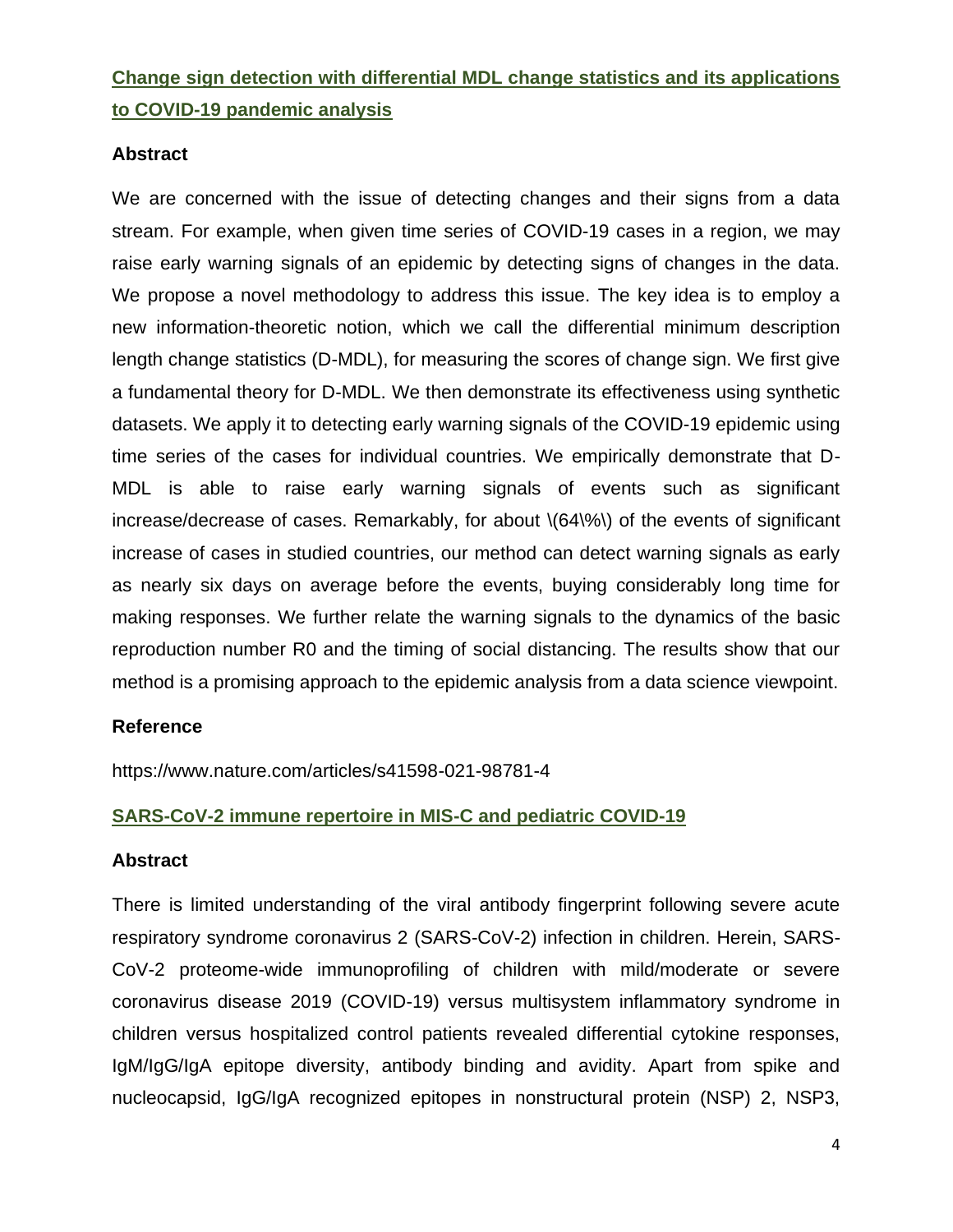## Change sign detection with differential MDL change statistics and its applications to COVID-19 pandemic analysis

### Abstract

We are concerned with the issue of detecting changes and their signs from a data stream. For example, when given time series of COVID-19 cases in a region, we may raise early warning signals of an epidemic by detecting signs of changes in the data. We propose a novel methodology to address this issue. The key idea is to employ a new information-theoretic notion, which we call the differential minimum description length change statistics (D-MDL), for measuring the scores of change sign. We first give a fundamental theory for D-MDL. We then demonstrate its effectiveness using synthetic datasets. We apply it to detecting early warning signals of the COVID-19 epidemic using time series of the cases for individual countries. We empirically demonstrate that D-MDL is able to raise early warning signals of events such as significant increase/decrease of cases. Remarkably, for about $64\%$ of the events of significant increase of cases in studied countries, our method can detect warning signals as early as nearly six days on average before the events, buying considerably long time for making responses. We further relate the warning signals to the dynamics of the basic reproduction number R0 and the timing of social distancing. The results show that our method is a promising approach to the epidemic analysis from a data science viewpoint.

### Reference

https://www.nature.com/articles/s41598-021-98781-4

## SARS-CoV-2 immune repertoire in MIS-C and pediatric COVID-19

### Abstract

There is limited understanding of the viral antibody fingerprint following severe acute respiratory syndrome coronavirus 2 (SARS-CoV-2) infection in children. Herein, SARS-CoV-2 proteome-wide immunoprofiling of children with mild/moderate or severe coronavirus disease 2019 (COVID-19) versus multisystem inflammatory syndrome in children versus hospitalized control patients revealed differential cytokine responses, IgM/IgG/IgA epitope diversity, antibody binding and avidity. Apart from spike and nucleocapsid, IgG/IgA recognized epitopes in nonstructural protein (NSP) 2, NSP3,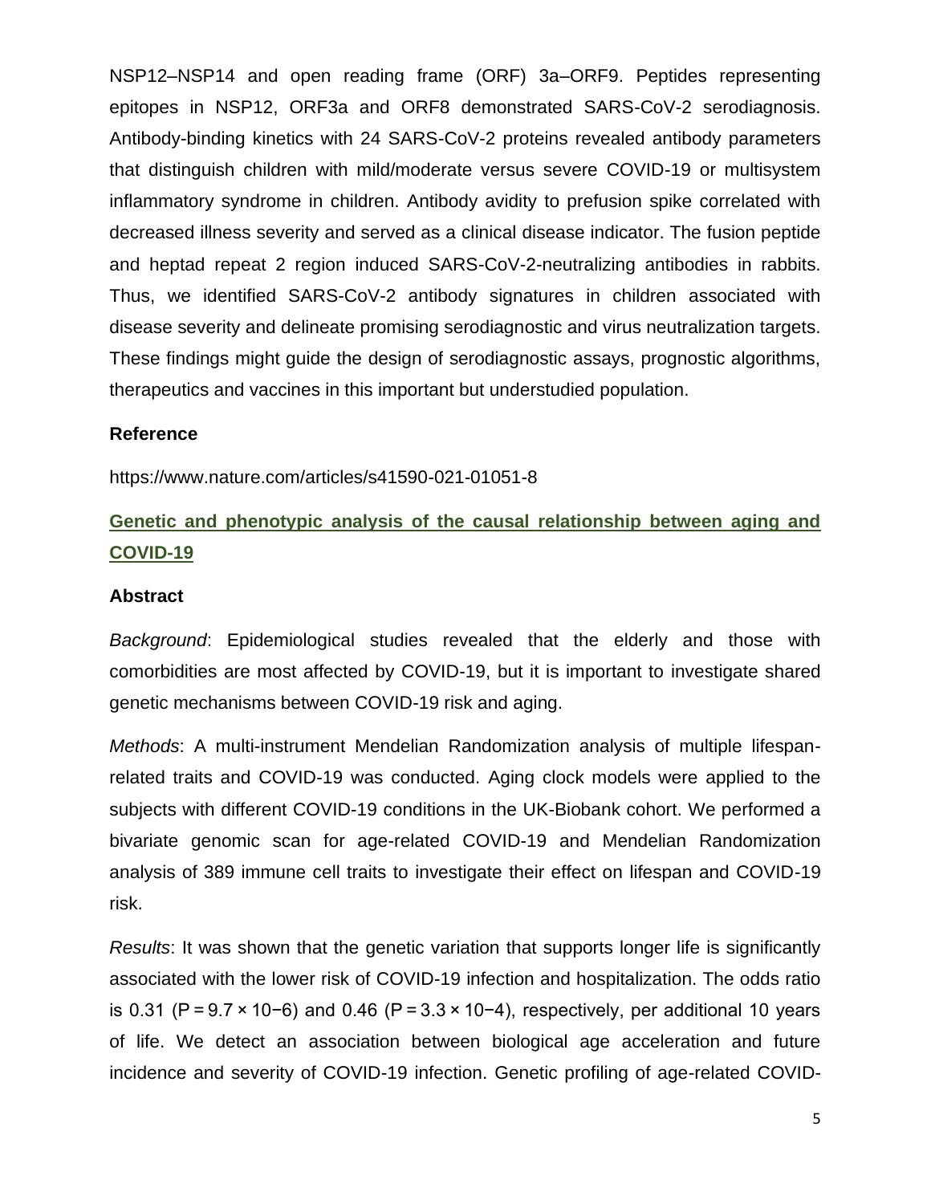NSP12–NSP14 and open reading frame (ORF) 3a–ORF9. Peptides representing epitopes in NSP12, ORF3a and ORF8 demonstrated SARS-CoV-2 serodiagnosis. Antibody-binding kinetics with 24 SARS-CoV-2 proteins revealed antibody parameters that distinguish children with mild/moderate versus severe COVID-19 or multisystem inflammatory syndrome in children. Antibody avidity to prefusion spike correlated with decreased illness severity and served as a clinical disease indicator. The fusion peptide and heptad repeat 2 region induced SARS-CoV-2-neutralizing antibodies in rabbits. Thus, we identified SARS-CoV-2 antibody signatures in children associated with disease severity and delineate promising serodiagnostic and virus neutralization targets. These findings might guide the design of serodiagnostic assays, prognostic algorithms, therapeutics and vaccines in this important but understudied population.

**Reference**

https://www.nature.com/articles/s41590-021-01051-8

## Genetic and phenotypic analysis of the causal relationship between aging and COVID-19

**Abstract**

*Background*: Epidemiological studies revealed that the elderly and those with comorbidities are most affected by COVID-19, but it is important to investigate shared genetic mechanisms between COVID-19 risk and aging.

*Methods*: A multi-instrument Mendelian Randomization analysis of multiple lifespan-related traits and COVID-19 was conducted. Aging clock models were applied to the subjects with different COVID-19 conditions in the UK-Biobank cohort. We performed a bivariate genomic scan for age-related COVID-19 and Mendelian Randomization analysis of 389 immune cell traits to investigate their effect on lifespan and COVID-19 risk.

*Results*: It was shown that the genetic variation that supports longer life is significantly associated with the lower risk of COVID-19 infection and hospitalization. The odds ratio is 0.31 ($P = 9.7 \times 10^{-6}$) and 0.46 ($P = 3.3 \times 10^{-4}$), respectively, per additional 10 years of life. We detect an association between biological age acceleration and future incidence and severity of COVID-19 infection. Genetic profiling of age-related COVID-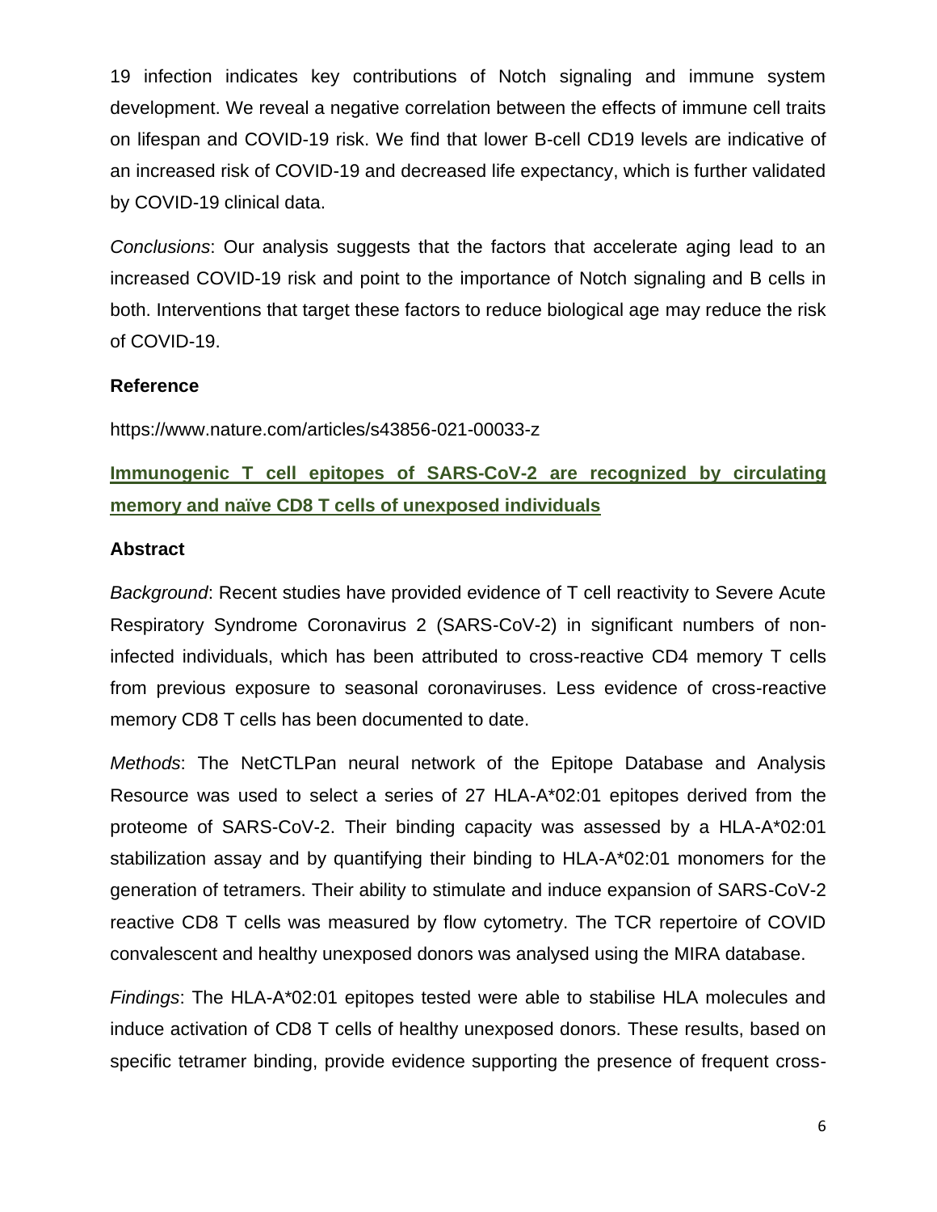19 infection indicates key contributions of Notch signaling and immune system development. We reveal a negative correlation between the effects of immune cell traits on lifespan and COVID-19 risk. We find that lower B-cell CD19 levels are indicative of an increased risk of COVID-19 and decreased life expectancy, which is further validated by COVID-19 clinical data.

*Conclusions*: Our analysis suggests that the factors that accelerate aging lead to an increased COVID-19 risk and point to the importance of Notch signaling and B cells in both. Interventions that target these factors to reduce biological age may reduce the risk of COVID-19.

**Reference**

https://www.nature.com/articles/s43856-021-00033-z

## Immunogenic T cell epitopes of SARS-CoV-2 are recognized by circulating memory and naïve CD8 T cells of unexposed individuals

**Abstract**

*Background*: Recent studies have provided evidence of T cell reactivity to Severe Acute Respiratory Syndrome Coronavirus 2 (SARS-CoV-2) in significant numbers of non-infected individuals, which has been attributed to cross-reactive CD4 memory T cells from previous exposure to seasonal coronaviruses. Less evidence of cross-reactive memory CD8 T cells has been documented to date.

*Methods*: The NetCTLPan neural network of the Epitope Database and Analysis Resource was used to select a series of 27 HLA-A*02:01 epitopes derived from the proteome of SARS-CoV-2. Their binding capacity was assessed by a HLA-A*02:01 stabilization assay and by quantifying their binding to HLA-A*02:01 monomers for the generation of tetramers. Their ability to stimulate and induce expansion of SARS-CoV-2 reactive CD8 T cells was measured by flow cytometry. The TCR repertoire of COVID convalescent and healthy unexposed donors was analysed using the MIRA database.

*Findings*: The HLA-A*02:01 epitopes tested were able to stabilise HLA molecules and induce activation of CD8 T cells of healthy unexposed donors. These results, based on specific tetramer binding, provide evidence supporting the presence of frequent cross-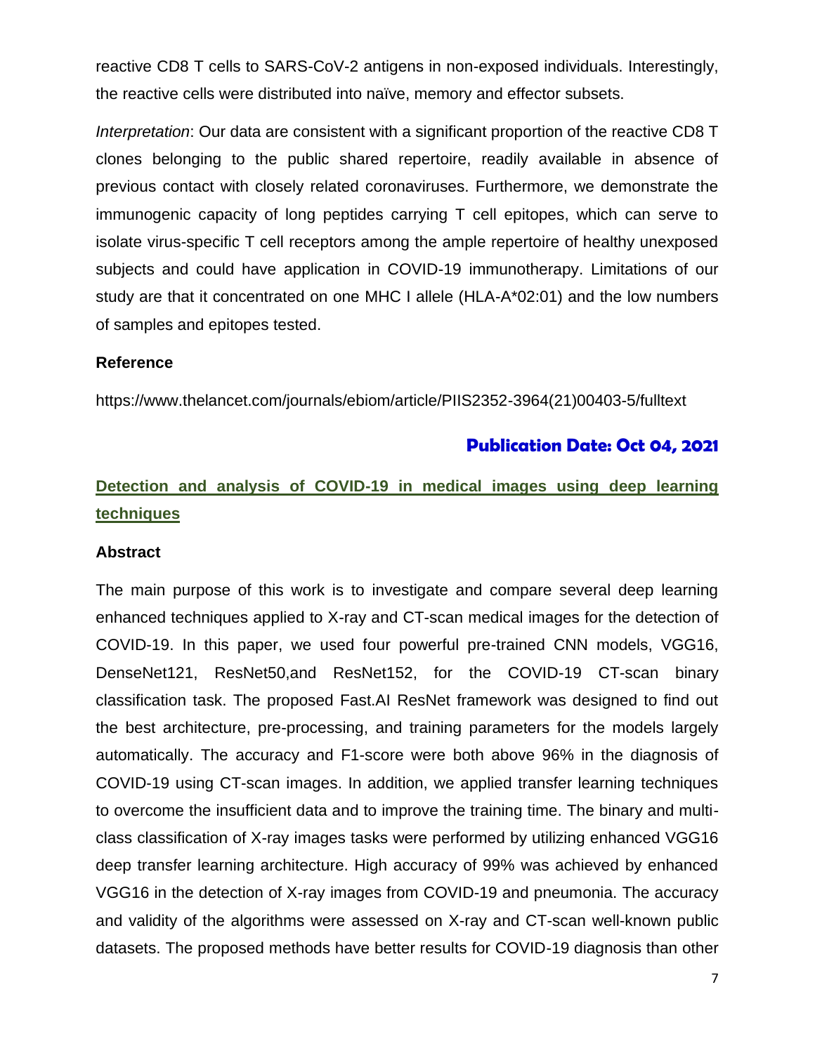reactive CD8 T cells to SARS-CoV-2 antigens in non-exposed individuals. Interestingly, the reactive cells were distributed into naïve, memory and effector subsets.

*Interpretation*: Our data are consistent with a significant proportion of the reactive CD8 T clones belonging to the public shared repertoire, readily available in absence of previous contact with closely related coronaviruses. Furthermore, we demonstrate the immunogenic capacity of long peptides carrying T cell epitopes, which can serve to isolate virus-specific T cell receptors among the ample repertoire of healthy unexposed subjects and could have application in COVID-19 immunotherapy. Limitations of our study are that it concentrated on one MHC I allele (HLA-A*02:01) and the low numbers of samples and epitopes tested.

**Reference**

https://www.thelancet.com/journals/ebiom/article/PIIS2352-3964(21)00403-5/fulltext

**Publication Date: Oct 04, 2021**

## Detection and analysis of COVID-19 in medical images using deep learning techniques

**Abstract**

The main purpose of this work is to investigate and compare several deep learning enhanced techniques applied to X-ray and CT-scan medical images for the detection of COVID-19. In this paper, we used four powerful pre-trained CNN models, VGG16, DenseNet121, ResNet50,and ResNet152, for the COVID-19 CT-scan binary classification task. The proposed Fast.AI ResNet framework was designed to find out the best architecture, pre-processing, and training parameters for the models largely automatically. The accuracy and F1-score were both above 96% in the diagnosis of COVID-19 using CT-scan images. In addition, we applied transfer learning techniques to overcome the insufficient data and to improve the training time. The binary and multi-class classification of X-ray images tasks were performed by utilizing enhanced VGG16 deep transfer learning architecture. High accuracy of 99% was achieved by enhanced VGG16 in the detection of X-ray images from COVID-19 and pneumonia. The accuracy and validity of the algorithms were assessed on X-ray and CT-scan well-known public datasets. The proposed methods have better results for COVID-19 diagnosis than other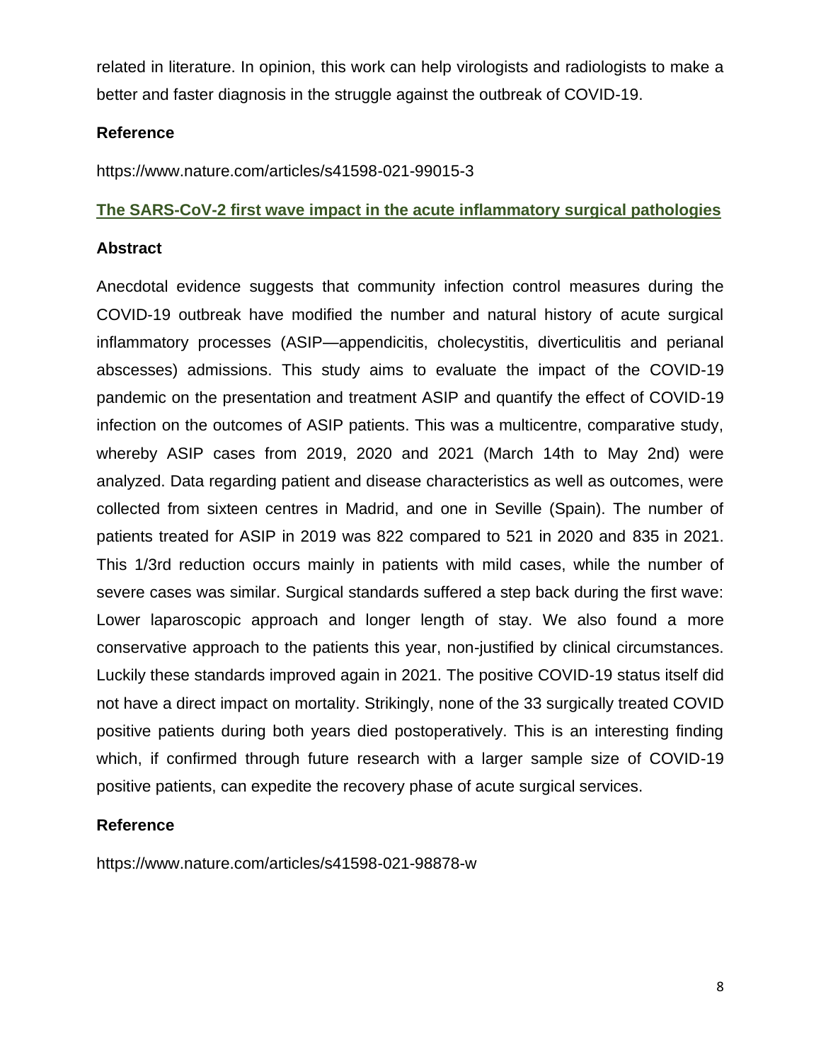related in literature. In opinion, this work can help virologists and radiologists to make a better and faster diagnosis in the struggle against the outbreak of COVID-19.

### Reference

https://www.nature.com/articles/s41598-021-99015-3

## The SARS-CoV-2 first wave impact in the acute inflammatory surgical pathologies

### Abstract

Anecdotal evidence suggests that community infection control measures during the COVID-19 outbreak have modified the number and natural history of acute surgical inflammatory processes (ASIP—appendicitis, cholecystitis, diverticulitis and perianal abscesses) admissions. This study aims to evaluate the impact of the COVID-19 pandemic on the presentation and treatment ASIP and quantify the effect of COVID-19 infection on the outcomes of ASIP patients. This was a multicentre, comparative study, whereby ASIP cases from 2019, 2020 and 2021 (March 14th to May 2nd) were analyzed. Data regarding patient and disease characteristics as well as outcomes, were collected from sixteen centres in Madrid, and one in Seville (Spain). The number of patients treated for ASIP in 2019 was 822 compared to 521 in 2020 and 835 in 2021. This 1/3rd reduction occurs mainly in patients with mild cases, while the number of severe cases was similar. Surgical standards suffered a step back during the first wave: Lower laparoscopic approach and longer length of stay. We also found a more conservative approach to the patients this year, non-justified by clinical circumstances. Luckily these standards improved again in 2021. The positive COVID-19 status itself did not have a direct impact on mortality. Strikingly, none of the 33 surgically treated COVID positive patients during both years died postoperatively. This is an interesting finding which, if confirmed through future research with a larger sample size of COVID-19 positive patients, can expedite the recovery phase of acute surgical services.

### Reference

https://www.nature.com/articles/s41598-021-98878-w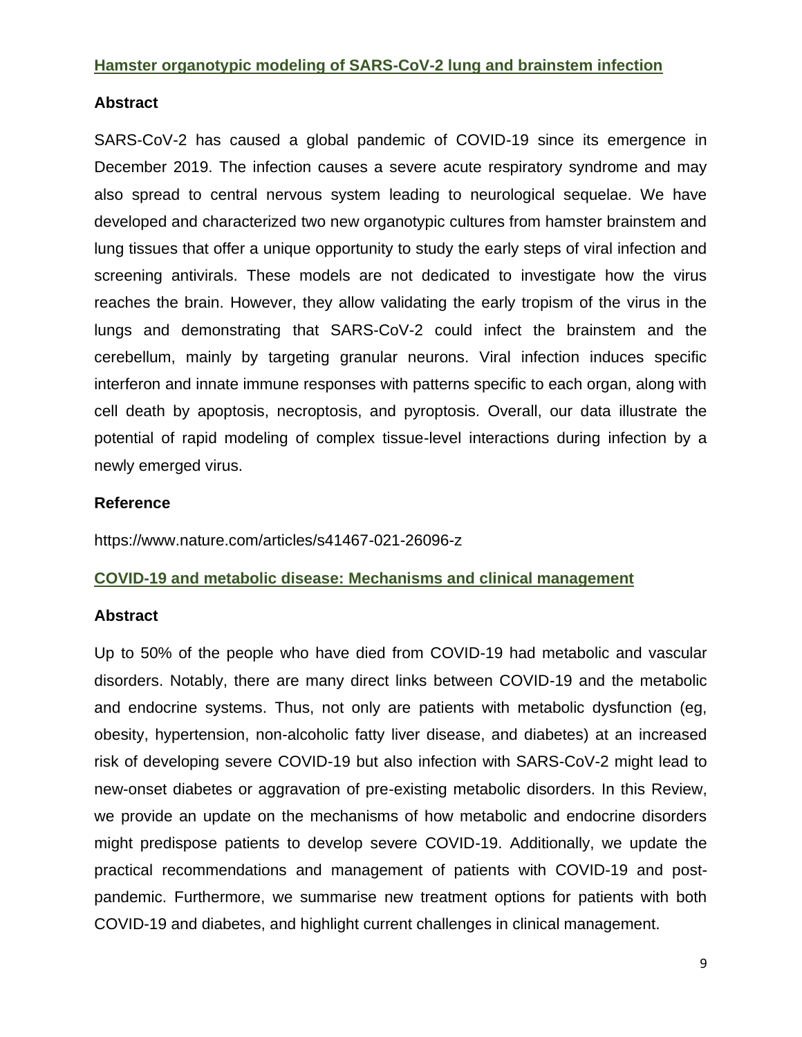## Hamster organotypic modeling of SARS-CoV-2 lung and brainstem infection

### Abstract

SARS-CoV-2 has caused a global pandemic of COVID-19 since its emergence in December 2019. The infection causes a severe acute respiratory syndrome and may also spread to central nervous system leading to neurological sequelae. We have developed and characterized two new organotypic cultures from hamster brainstem and lung tissues that offer a unique opportunity to study the early steps of viral infection and screening antivirals. These models are not dedicated to investigate how the virus reaches the brain. However, they allow validating the early tropism of the virus in the lungs and demonstrating that SARS-CoV-2 could infect the brainstem and the cerebellum, mainly by targeting granular neurons. Viral infection induces specific interferon and innate immune responses with patterns specific to each organ, along with cell death by apoptosis, necroptosis, and pyroptosis. Overall, our data illustrate the potential of rapid modeling of complex tissue-level interactions during infection by a newly emerged virus.

### Reference

https://www.nature.com/articles/s41467-021-26096-z

## COVID-19 and metabolic disease: Mechanisms and clinical management

### Abstract

Up to 50% of the people who have died from COVID-19 had metabolic and vascular disorders. Notably, there are many direct links between COVID-19 and the metabolic and endocrine systems. Thus, not only are patients with metabolic dysfunction (eg, obesity, hypertension, non-alcoholic fatty liver disease, and diabetes) at an increased risk of developing severe COVID-19 but also infection with SARS-CoV-2 might lead to new-onset diabetes or aggravation of pre-existing metabolic disorders. In this Review, we provide an update on the mechanisms of how metabolic and endocrine disorders might predispose patients to develop severe COVID-19. Additionally, we update the practical recommendations and management of patients with COVID-19 and post-pandemic. Furthermore, we summarise new treatment options for patients with both COVID-19 and diabetes, and highlight current challenges in clinical management.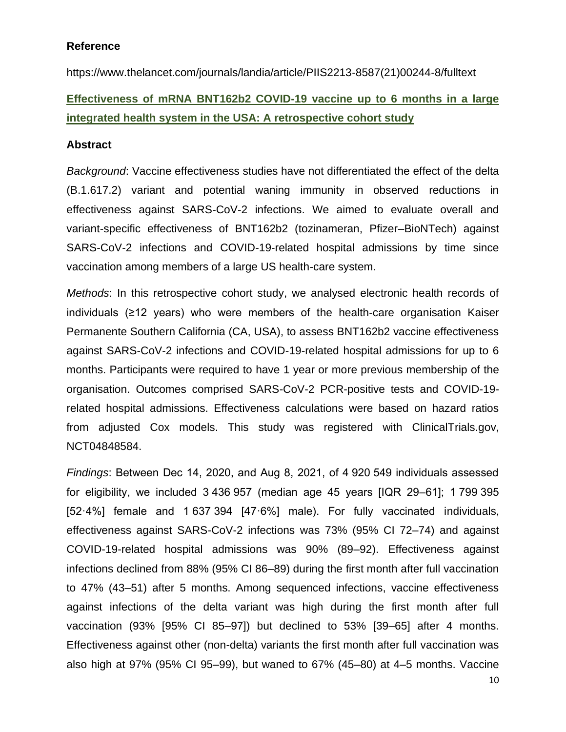**Reference**

https://www.thelancet.com/journals/landia/article/PIIS2213-8587(21)00244-8/fulltext

**Effectiveness of mRNA BNT162b2 COVID-19 vaccine up to 6 months in a large integrated health system in the USA: A retrospective cohort study**

**Abstract**

*Background*: Vaccine effectiveness studies have not differentiated the effect of the delta (B.1.617.2) variant and potential waning immunity in observed reductions in effectiveness against SARS-CoV-2 infections. We aimed to evaluate overall and variant-specific effectiveness of BNT162b2 (tozinameran, Pfizer–BioNTech) against SARS-CoV-2 infections and COVID-19-related hospital admissions by time since vaccination among members of a large US health-care system.

*Methods*: In this retrospective cohort study, we analysed electronic health records of individuals (≥12 years) who were members of the health-care organisation Kaiser Permanente Southern California (CA, USA), to assess BNT162b2 vaccine effectiveness against SARS-CoV-2 infections and COVID-19-related hospital admissions for up to 6 months. Participants were required to have 1 year or more previous membership of the organisation. Outcomes comprised SARS-CoV-2 PCR-positive tests and COVID-19-related hospital admissions. Effectiveness calculations were based on hazard ratios from adjusted Cox models. This study was registered with ClinicalTrials.gov, NCT04848584.

*Findings*: Between Dec 14, 2020, and Aug 8, 2021, of 4 920 549 individuals assessed for eligibility, we included 3 436 957 (median age 45 years [IQR 29–61]; 1 799 395 [52·4%] female and 1 637 394 [47·6%] male). For fully vaccinated individuals, effectiveness against SARS-CoV-2 infections was 73% (95% CI 72–74) and against COVID-19-related hospital admissions was 90% (89–92). Effectiveness against infections declined from 88% (95% CI 86–89) during the first month after full vaccination to 47% (43–51) after 5 months. Among sequenced infections, vaccine effectiveness against infections of the delta variant was high during the first month after full vaccination (93% [95% CI 85–97]) but declined to 53% [39–65] after 4 months. Effectiveness against other (non-delta) variants the first month after full vaccination was also high at 97% (95% CI 95–99), but waned to 67% (45–80) at 4–5 months. Vaccine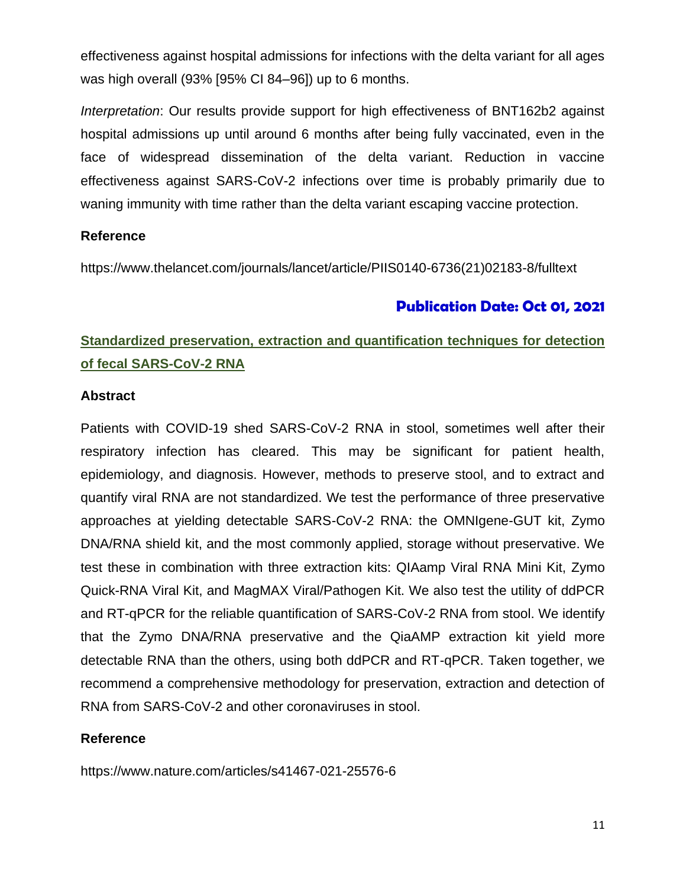effectiveness against hospital admissions for infections with the delta variant for all ages was high overall (93% [95% CI 84–96]) up to 6 months.

*Interpretation*: Our results provide support for high effectiveness of BNT162b2 against hospital admissions up until around 6 months after being fully vaccinated, even in the face of widespread dissemination of the delta variant. Reduction in vaccine effectiveness against SARS-CoV-2 infections over time is probably primarily due to waning immunity with time rather than the delta variant escaping vaccine protection.

**Reference**

https://www.thelancet.com/journals/lancet/article/PIIS0140-6736(21)02183-8/fulltext

**Publication Date: Oct 01, 2021**

## Standardized preservation, extraction and quantification techniques for detection of fecal SARS-CoV-2 RNA

**Abstract**

Patients with COVID-19 shed SARS-CoV-2 RNA in stool, sometimes well after their respiratory infection has cleared. This may be significant for patient health, epidemiology, and diagnosis. However, methods to preserve stool, and to extract and quantify viral RNA are not standardized. We test the performance of three preservative approaches at yielding detectable SARS-CoV-2 RNA: the OMNIgene-GUT kit, Zymo DNA/RNA shield kit, and the most commonly applied, storage without preservative. We test these in combination with three extraction kits: QIAamp Viral RNA Mini Kit, Zymo Quick-RNA Viral Kit, and MagMAX Viral/Pathogen Kit. We also test the utility of ddPCR and RT-qPCR for the reliable quantification of SARS-CoV-2 RNA from stool. We identify that the Zymo DNA/RNA preservative and the QiaAMP extraction kit yield more detectable RNA than the others, using both ddPCR and RT-qPCR. Taken together, we recommend a comprehensive methodology for preservation, extraction and detection of RNA from SARS-CoV-2 and other coronaviruses in stool.

**Reference**

https://www.nature.com/articles/s41467-021-25576-6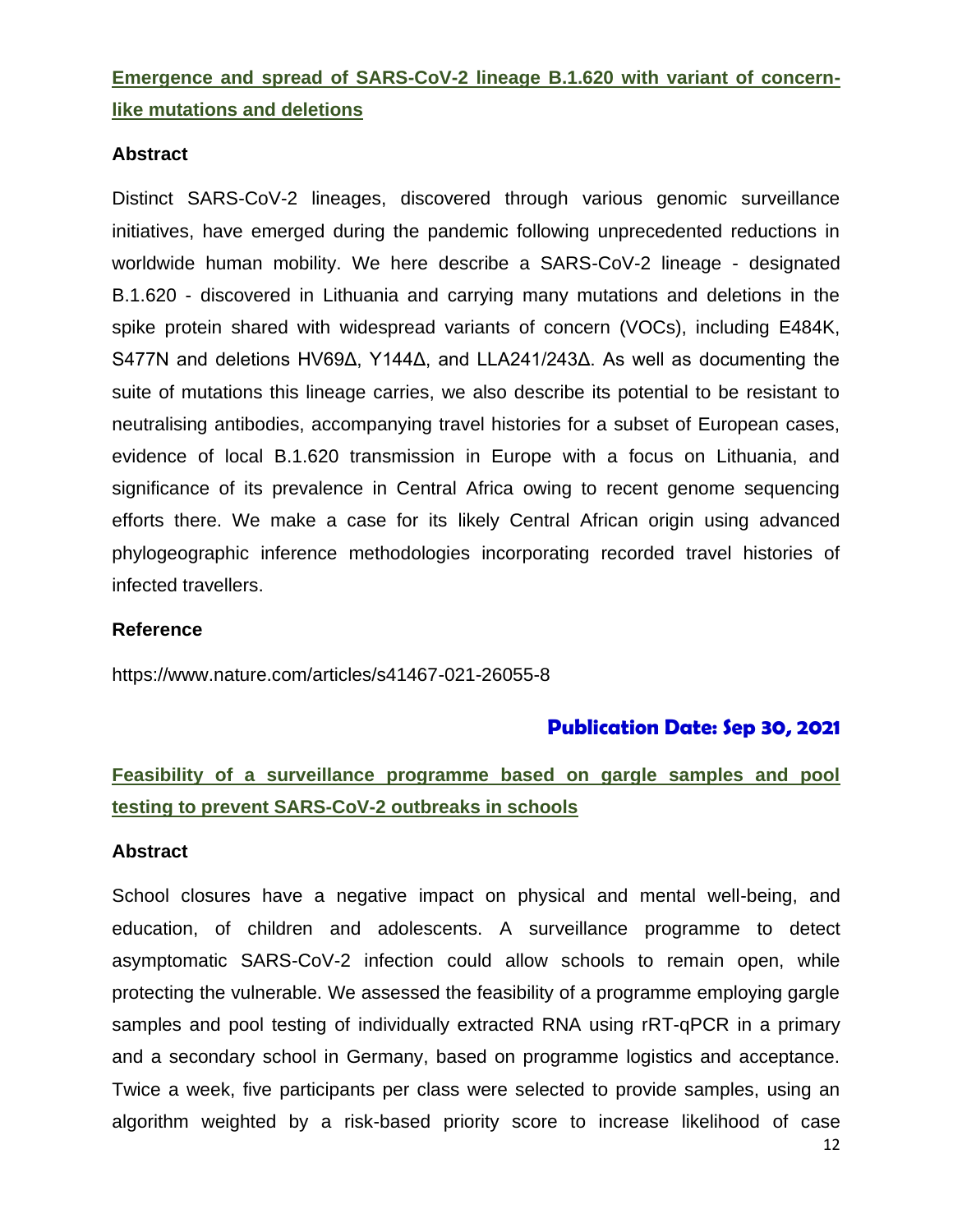## Emergence and spread of SARS-CoV-2 lineage B.1.620 with variant of concern-like mutations and deletions

### Abstract

Distinct SARS-CoV-2 lineages, discovered through various genomic surveillance initiatives, have emerged during the pandemic following unprecedented reductions in worldwide human mobility. We here describe a SARS-CoV-2 lineage - designated B.1.620 - discovered in Lithuania and carrying many mutations and deletions in the spike protein shared with widespread variants of concern (VOCs), including E484K, S477N and deletions HV69Δ, Y144Δ, and LLA241/243Δ. As well as documenting the suite of mutations this lineage carries, we also describe its potential to be resistant to neutralising antibodies, accompanying travel histories for a subset of European cases, evidence of local B.1.620 transmission in Europe with a focus on Lithuania, and significance of its prevalence in Central Africa owing to recent genome sequencing efforts there. We make a case for its likely Central African origin using advanced phylogeographic inference methodologies incorporating recorded travel histories of infected travellers.

### Reference

https://www.nature.com/articles/s41467-021-26055-8

**Publication Date: Sep 30, 2021**

## Feasibility of a surveillance programme based on gargle samples and pool testing to prevent SARS-CoV-2 outbreaks in schools

### Abstract

School closures have a negative impact on physical and mental well-being, and education, of children and adolescents. A surveillance programme to detect asymptomatic SARS-CoV-2 infection could allow schools to remain open, while protecting the vulnerable. We assessed the feasibility of a programme employing gargle samples and pool testing of individually extracted RNA using rRT-qPCR in a primary and a secondary school in Germany, based on programme logistics and acceptance. Twice a week, five participants per class were selected to provide samples, using an algorithm weighted by a risk-based priority score to increase likelihood of case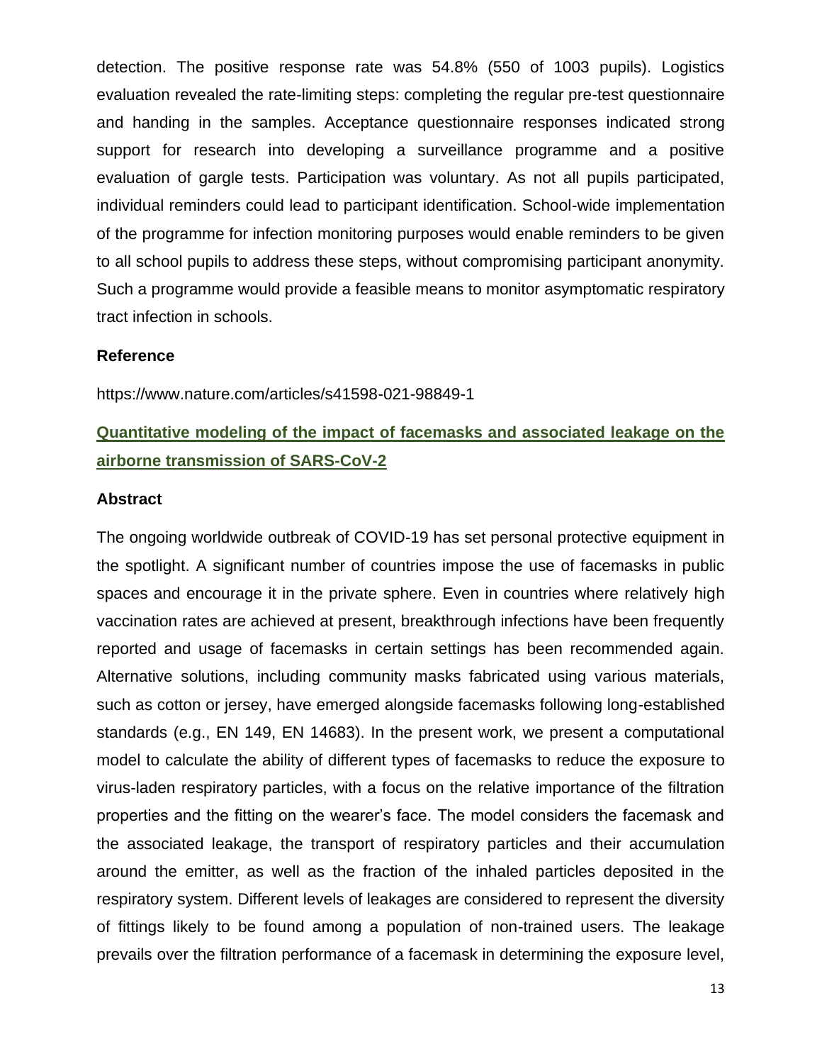detection. The positive response rate was 54.8% (550 of 1003 pupils). Logistics evaluation revealed the rate-limiting steps: completing the regular pre-test questionnaire and handing in the samples. Acceptance questionnaire responses indicated strong support for research into developing a surveillance programme and a positive evaluation of gargle tests. Participation was voluntary. As not all pupils participated, individual reminders could lead to participant identification. School-wide implementation of the programme for infection monitoring purposes would enable reminders to be given to all school pupils to address these steps, without compromising participant anonymity. Such a programme would provide a feasible means to monitor asymptomatic respiratory tract infection in schools.

### Reference

https://www.nature.com/articles/s41598-021-98849-1

## Quantitative modeling of the impact of facemasks and associated leakage on the airborne transmission of SARS-CoV-2

### Abstract

The ongoing worldwide outbreak of COVID-19 has set personal protective equipment in the spotlight. A significant number of countries impose the use of facemasks in public spaces and encourage it in the private sphere. Even in countries where relatively high vaccination rates are achieved at present, breakthrough infections have been frequently reported and usage of facemasks in certain settings has been recommended again. Alternative solutions, including community masks fabricated using various materials, such as cotton or jersey, have emerged alongside facemasks following long-established standards (e.g., EN 149, EN 14683). In the present work, we present a computational model to calculate the ability of different types of facemasks to reduce the exposure to virus-laden respiratory particles, with a focus on the relative importance of the filtration properties and the fitting on the wearer's face. The model considers the facemask and the associated leakage, the transport of respiratory particles and their accumulation around the emitter, as well as the fraction of the inhaled particles deposited in the respiratory system. Different levels of leakages are considered to represent the diversity of fittings likely to be found among a population of non-trained users. The leakage prevails over the filtration performance of a facemask in determining the exposure level,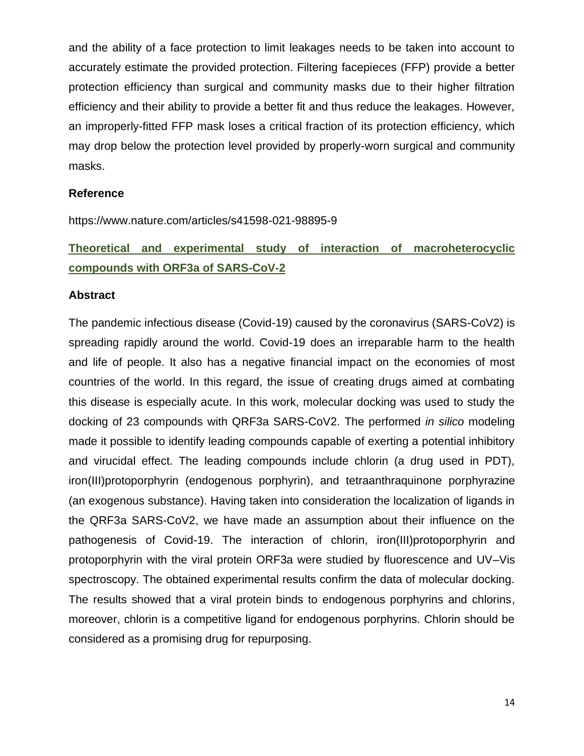and the ability of a face protection to limit leakages needs to be taken into account to accurately estimate the provided protection. Filtering facepieces (FFP) provide a better protection efficiency than surgical and community masks due to their higher filtration efficiency and their ability to provide a better fit and thus reduce the leakages. However, an improperly-fitted FFP mask loses a critical fraction of its protection efficiency, which may drop below the protection level provided by properly-worn surgical and community masks.

**Reference**

https://www.nature.com/articles/s41598-021-98895-9

## Theoretical and experimental study of interaction of macroheterocyclic compounds with ORF3a of SARS-CoV-2

**Abstract**

The pandemic infectious disease (Covid-19) caused by the coronavirus (SARS-CoV2) is spreading rapidly around the world. Covid-19 does an irreparable harm to the health and life of people. It also has a negative financial impact on the economies of most countries of the world. In this regard, the issue of creating drugs aimed at combating this disease is especially acute. In this work, molecular docking was used to study the docking of 23 compounds with QRF3a SARS-CoV2. The performed *in silico* modeling made it possible to identify leading compounds capable of exerting a potential inhibitory and virucidal effect. The leading compounds include chlorin (a drug used in PDT), iron(III)protoporphyrin (endogenous porphyrin), and tetraanthraquinone porphyrazine (an exogenous substance). Having taken into consideration the localization of ligands in the QRF3a SARS-CoV2, we have made an assumption about their influence on the pathogenesis of Covid-19. The interaction of chlorin, iron(III)protoporphyrin and protoporphyrin with the viral protein ORF3a were studied by fluorescence and UV–Vis spectroscopy. The obtained experimental results confirm the data of molecular docking. The results showed that a viral protein binds to endogenous porphyrins and chlorins, moreover, chlorin is a competitive ligand for endogenous porphyrins. Chlorin should be considered as a promising drug for repurposing.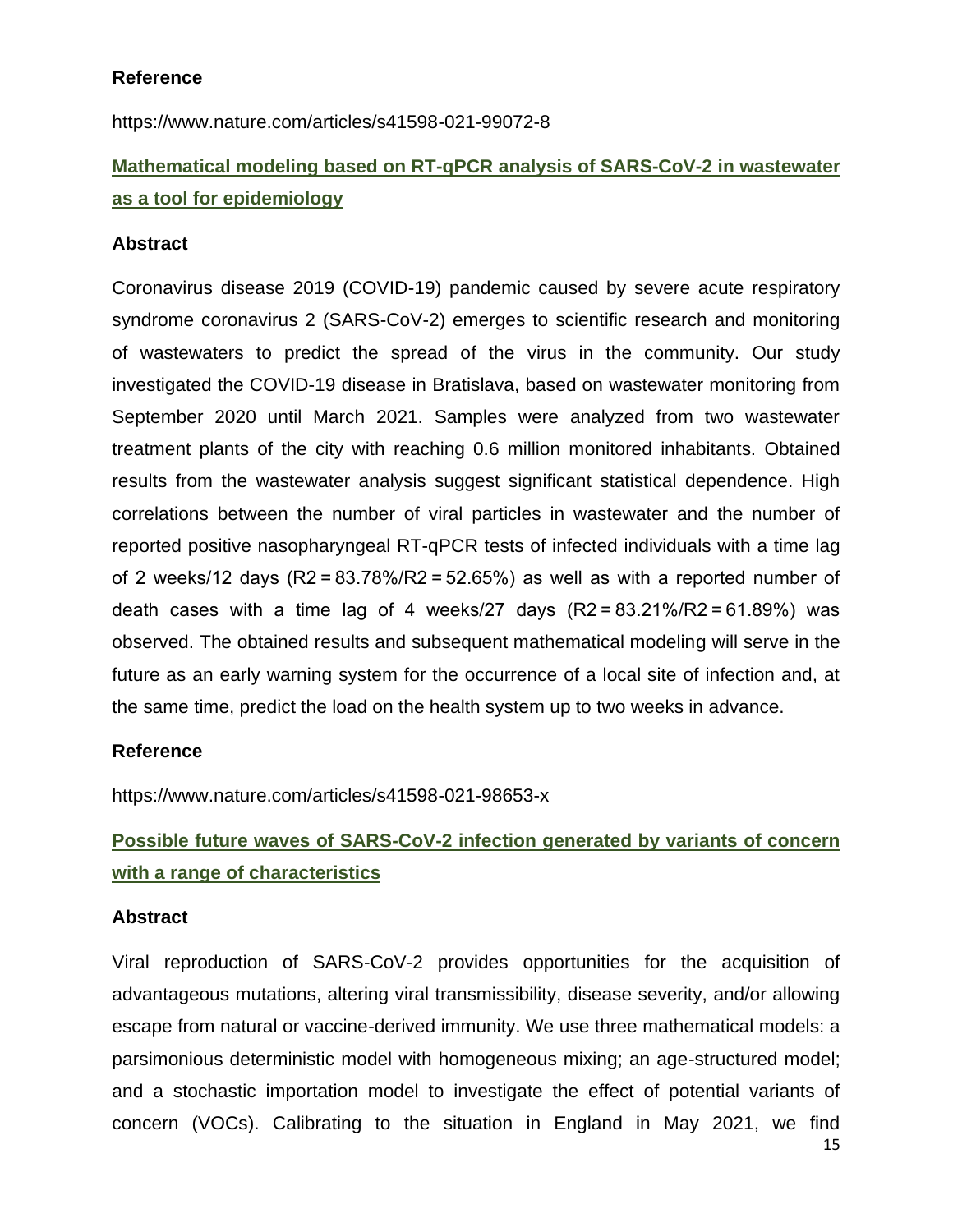**Reference**

https://www.nature.com/articles/s41598-021-99072-8

## Mathematical modeling based on RT-qPCR analysis of SARS-CoV-2 in wastewater as a tool for epidemiology

**Abstract**

Coronavirus disease 2019 (COVID-19) pandemic caused by severe acute respiratory syndrome coronavirus 2 (SARS-CoV-2) emerges to scientific research and monitoring of wastewaters to predict the spread of the virus in the community. Our study investigated the COVID-19 disease in Bratislava, based on wastewater monitoring from September 2020 until March 2021. Samples were analyzed from two wastewater treatment plants of the city with reaching 0.6 million monitored inhabitants. Obtained results from the wastewater analysis suggest significant statistical dependence. High correlations between the number of viral particles in wastewater and the number of reported positive nasopharyngeal RT-qPCR tests of infected individuals with a time lag of 2 weeks/12 days ($R2 = 83.78\%/R2 = 52.65\%$) as well as with a reported number of death cases with a time lag of 4 weeks/27 days ($R2 = 83.21\%/R2 = 61.89\%$) was observed. The obtained results and subsequent mathematical modeling will serve in the future as an early warning system for the occurrence of a local site of infection and, at the same time, predict the load on the health system up to two weeks in advance.

**Reference**

https://www.nature.com/articles/s41598-021-98653-x

## Possible future waves of SARS-CoV-2 infection generated by variants of concern with a range of characteristics

**Abstract**

Viral reproduction of SARS-CoV-2 provides opportunities for the acquisition of advantageous mutations, altering viral transmissibility, disease severity, and/or allowing escape from natural or vaccine-derived immunity. We use three mathematical models: a parsimonious deterministic model with homogeneous mixing; an age-structured model; and a stochastic importation model to investigate the effect of potential variants of concern (VOCs). Calibrating to the situation in England in May 2021, we find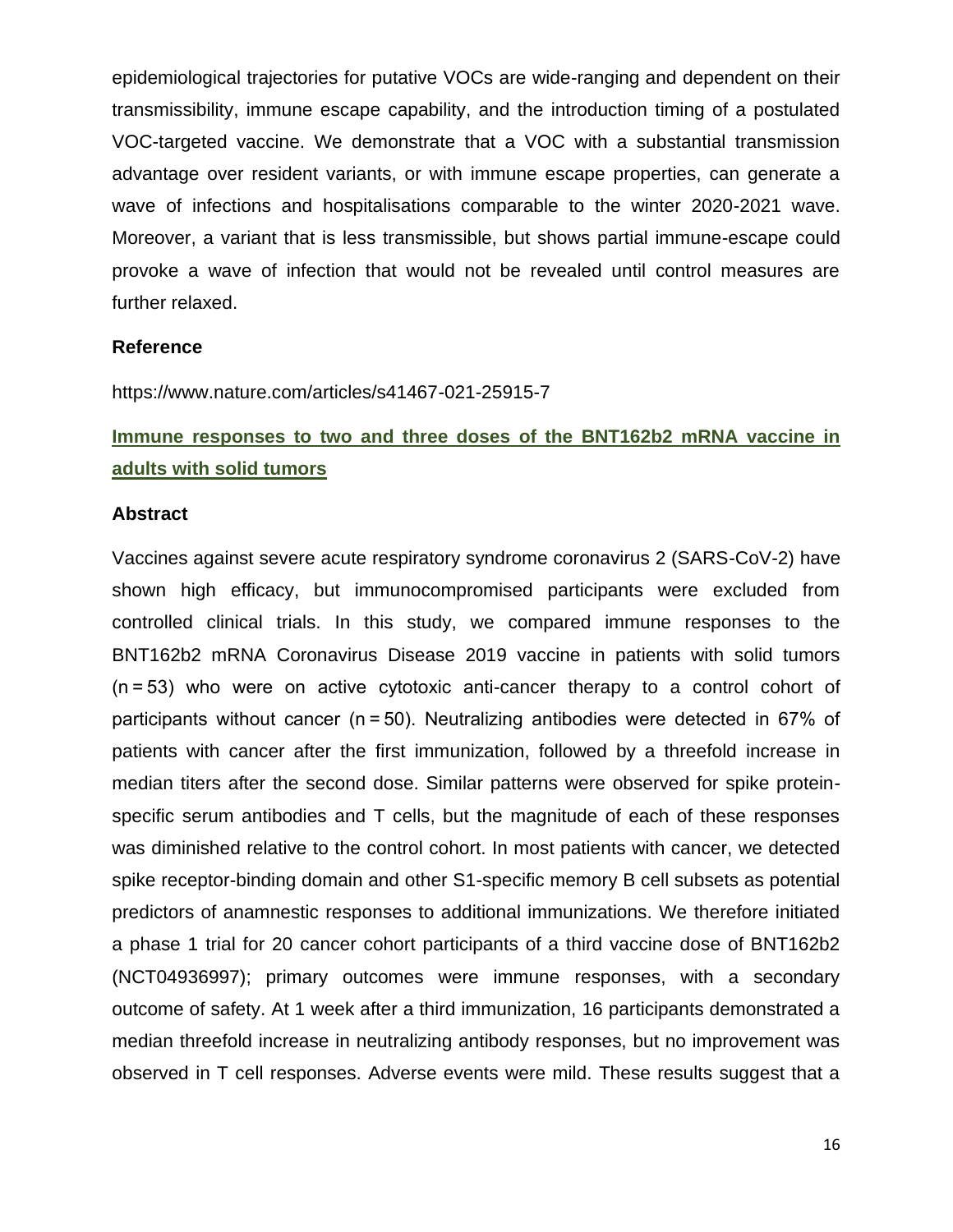epidemiological trajectories for putative VOCs are wide-ranging and dependent on their transmissibility, immune escape capability, and the introduction timing of a postulated VOC-targeted vaccine. We demonstrate that a VOC with a substantial transmission advantage over resident variants, or with immune escape properties, can generate a wave of infections and hospitalisations comparable to the winter 2020-2021 wave. Moreover, a variant that is less transmissible, but shows partial immune-escape could provoke a wave of infection that would not be revealed until control measures are further relaxed.

### Reference

https://www.nature.com/articles/s41467-021-25915-7

## Immune responses to two and three doses of the BNT162b2 mRNA vaccine in adults with solid tumors

### Abstract

Vaccines against severe acute respiratory syndrome coronavirus 2 (SARS-CoV-2) have shown high efficacy, but immunocompromised participants were excluded from controlled clinical trials. In this study, we compared immune responses to the BNT162b2 mRNA Coronavirus Disease 2019 vaccine in patients with solid tumors (n = 53) who were on active cytotoxic anti-cancer therapy to a control cohort of participants without cancer (n = 50). Neutralizing antibodies were detected in 67% of patients with cancer after the first immunization, followed by a threefold increase in median titers after the second dose. Similar patterns were observed for spike protein-specific serum antibodies and T cells, but the magnitude of each of these responses was diminished relative to the control cohort. In most patients with cancer, we detected spike receptor-binding domain and other S1-specific memory B cell subsets as potential predictors of anamnestic responses to additional immunizations. We therefore initiated a phase 1 trial for 20 cancer cohort participants of a third vaccine dose of BNT162b2 (NCT04936997); primary outcomes were immune responses, with a secondary outcome of safety. At 1 week after a third immunization, 16 participants demonstrated a median threefold increase in neutralizing antibody responses, but no improvement was observed in T cell responses. Adverse events were mild. These results suggest that a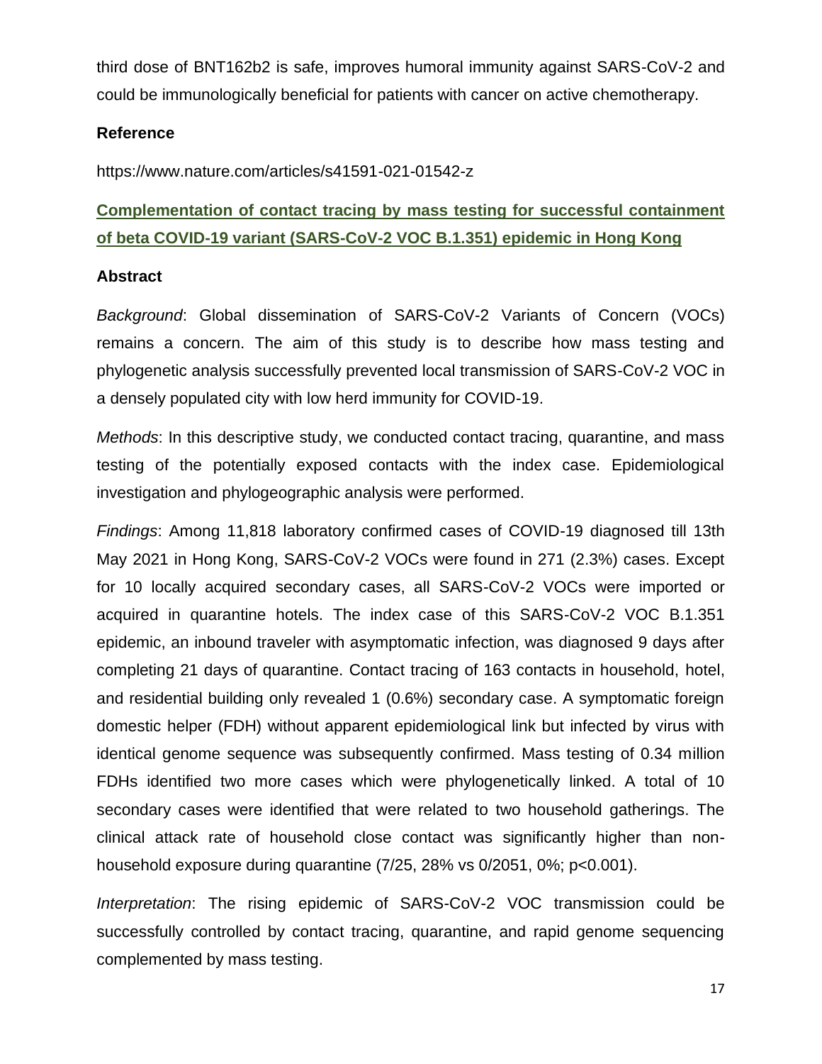third dose of BNT162b2 is safe, improves humoral immunity against SARS-CoV-2 and could be immunologically beneficial for patients with cancer on active chemotherapy.

### Reference

https://www.nature.com/articles/s41591-021-01542-z

## Complementation of contact tracing by mass testing for successful containment of beta COVID-19 variant (SARS-CoV-2 VOC B.1.351) epidemic in Hong Kong

### Abstract

*Background*: Global dissemination of SARS-CoV-2 Variants of Concern (VOCs) remains a concern. The aim of this study is to describe how mass testing and phylogenetic analysis successfully prevented local transmission of SARS-CoV-2 VOC in a densely populated city with low herd immunity for COVID-19.

*Methods*: In this descriptive study, we conducted contact tracing, quarantine, and mass testing of the potentially exposed contacts with the index case. Epidemiological investigation and phylogeographic analysis were performed.

*Findings*: Among 11,818 laboratory confirmed cases of COVID-19 diagnosed till 13th May 2021 in Hong Kong, SARS-CoV-2 VOCs were found in 271 (2.3%) cases. Except for 10 locally acquired secondary cases, all SARS-CoV-2 VOCs were imported or acquired in quarantine hotels. The index case of this SARS-CoV-2 VOC B.1.351 epidemic, an inbound traveler with asymptomatic infection, was diagnosed 9 days after completing 21 days of quarantine. Contact tracing of 163 contacts in household, hotel, and residential building only revealed 1 (0.6%) secondary case. A symptomatic foreign domestic helper (FDH) without apparent epidemiological link but infected by virus with identical genome sequence was subsequently confirmed. Mass testing of 0.34 million FDHs identified two more cases which were phylogenetically linked. A total of 10 secondary cases were identified that were related to two household gatherings. The clinical attack rate of household close contact was significantly higher than non-household exposure during quarantine (7/25, 28% vs 0/2051, 0%; $p<0.001$).

*Interpretation*: The rising epidemic of SARS-CoV-2 VOC transmission could be successfully controlled by contact tracing, quarantine, and rapid genome sequencing complemented by mass testing.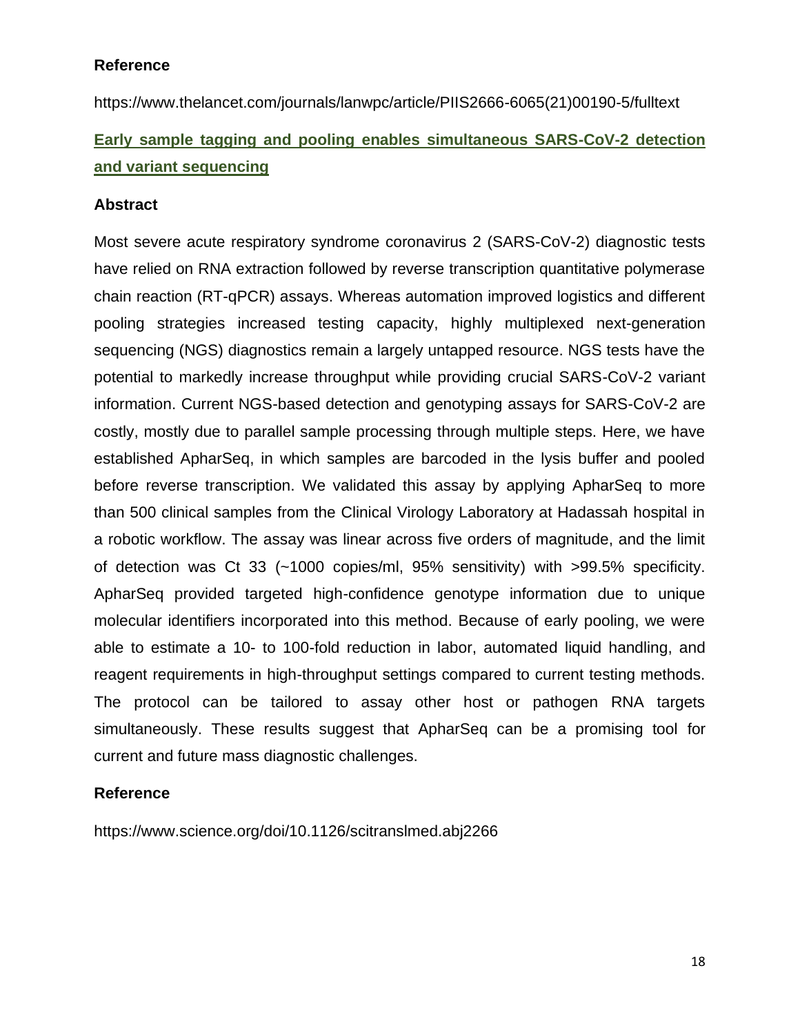**Reference**

https://www.thelancet.com/journals/lanwpc/article/PIIS2666-6065(21)00190-5/fulltext

## Early sample tagging and pooling enables simultaneous SARS-CoV-2 detection and variant sequencing

**Abstract**

Most severe acute respiratory syndrome coronavirus 2 (SARS-CoV-2) diagnostic tests have relied on RNA extraction followed by reverse transcription quantitative polymerase chain reaction (RT-qPCR) assays. Whereas automation improved logistics and different pooling strategies increased testing capacity, highly multiplexed next-generation sequencing (NGS) diagnostics remain a largely untapped resource. NGS tests have the potential to markedly increase throughput while providing crucial SARS-CoV-2 variant information. Current NGS-based detection and genotyping assays for SARS-CoV-2 are costly, mostly due to parallel sample processing through multiple steps. Here, we have established ApharSeq, in which samples are barcoded in the lysis buffer and pooled before reverse transcription. We validated this assay by applying ApharSeq to more than 500 clinical samples from the Clinical Virology Laboratory at Hadassah hospital in a robotic workflow. The assay was linear across five orders of magnitude, and the limit of detection was Ct 33 (~1000 copies/ml, 95% sensitivity) with >99.5% specificity. ApharSeq provided targeted high-confidence genotype information due to unique molecular identifiers incorporated into this method. Because of early pooling, we were able to estimate a 10- to 100-fold reduction in labor, automated liquid handling, and reagent requirements in high-throughput settings compared to current testing methods. The protocol can be tailored to assay other host or pathogen RNA targets simultaneously. These results suggest that ApharSeq can be a promising tool for current and future mass diagnostic challenges.

**Reference**

https://www.science.org/doi/10.1126/scitranslmed.abj2266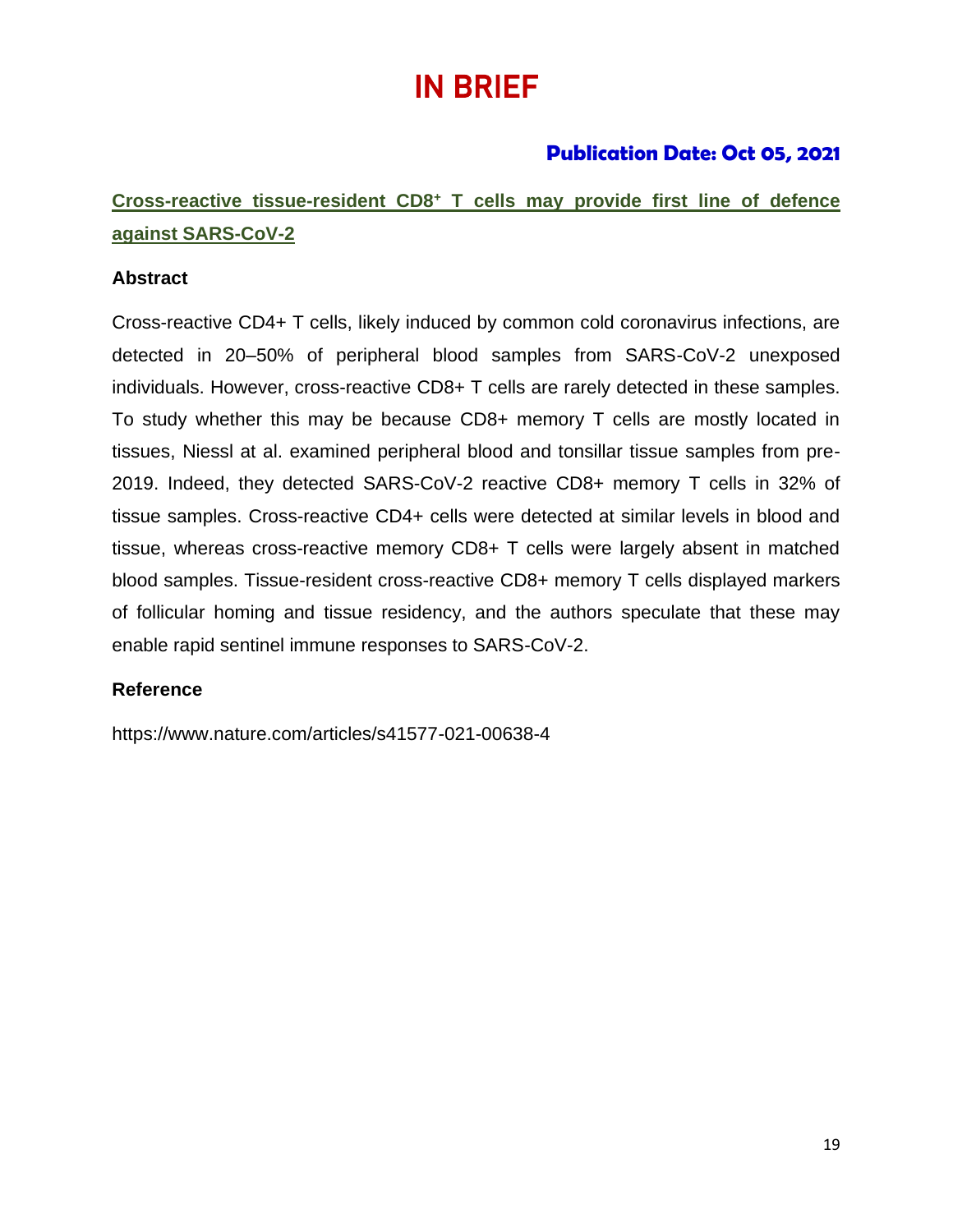# IN BRIEF

**Publication Date: Oct 05, 2021**

## Cross-reactive tissue-resident CD8+ T cells may provide first line of defence against SARS-CoV-2

### Abstract

Cross-reactive CD4+ T cells, likely induced by common cold coronavirus infections, are detected in 20–50% of peripheral blood samples from SARS-CoV-2 unexposed individuals. However, cross-reactive CD8+ T cells are rarely detected in these samples. To study whether this may be because CD8+ memory T cells are mostly located in tissues, Niessl at al. examined peripheral blood and tonsillar tissue samples from pre-2019. Indeed, they detected SARS-CoV-2 reactive CD8+ memory T cells in 32% of tissue samples. Cross-reactive CD4+ cells were detected at similar levels in blood and tissue, whereas cross-reactive memory CD8+ T cells were largely absent in matched blood samples. Tissue-resident cross-reactive CD8+ memory T cells displayed markers of follicular homing and tissue residency, and the authors speculate that these may enable rapid sentinel immune responses to SARS-CoV-2.

### Reference

https://www.nature.com/articles/s41577-021-00638-4